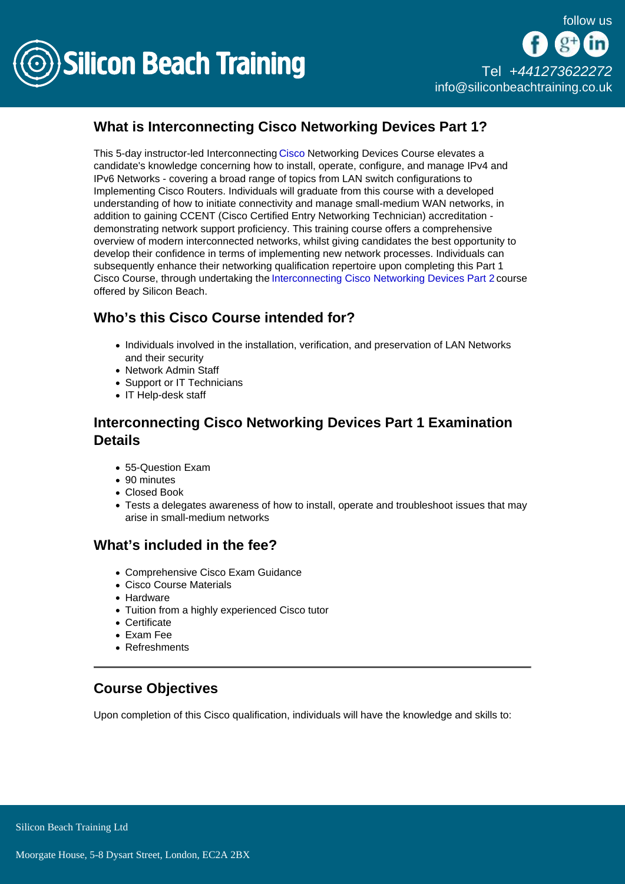## What is Interconnecting Cisco Networking Devices Part 1?

This 5-day instructor-led Interconnecting Cisco Networking Devices Course elevates a candidate's knowledge concerning how to install, operate, configure, and manage IPv4 and IPv6 Networks - covering a broad range of topics from LAN switch configurations to Implementing Cisco Routers. Individuals will graduate from this course with a developed understanding of how to initiate connectivity and manage small-medium WAN networks, in addition to gaining CCENT (Cisco Certified Entry Networking Technician) accreditation - demonstrating network support proficiency. This training course offers a comprehensive overview of modern interconnected networks, whilst giving candidates the best opportunity to develop their confidence in terms of implementing new network processes. Individuals can subsequently enhance their networking qualification repertoire upon completing this Part 1 Cisco Course, through undertaking the Interconnecting Cisco Networking Devices Part 2 course offered by Silicon Beach.

## Who's this Cisco Course intended for?

- Individuals involved in the installation, verification, and preservation of LAN Networks and their security
- Network Admin Staff
- Support or IT Technicians
- IT Help-desk staff

## Interconnecting Cisco Networking Devices Part 1 Examination Details

- 55-Question Exam
- 90 minutes
- Closed Book
- Tests a delegates awareness of how to install, operate and troubleshoot issues that may arise in small-medium networks

## What's included in the fee?

- Comprehensive Cisco Exam Guidance
- Cisco Course Materials
- Hardware
- Tuition from a highly experienced Cisco tutor
- Certificate
- Exam Fee
- Refreshments

---

## Course Objectives

Upon completion of this Cisco qualification, individuals will have the knowledge and skills to: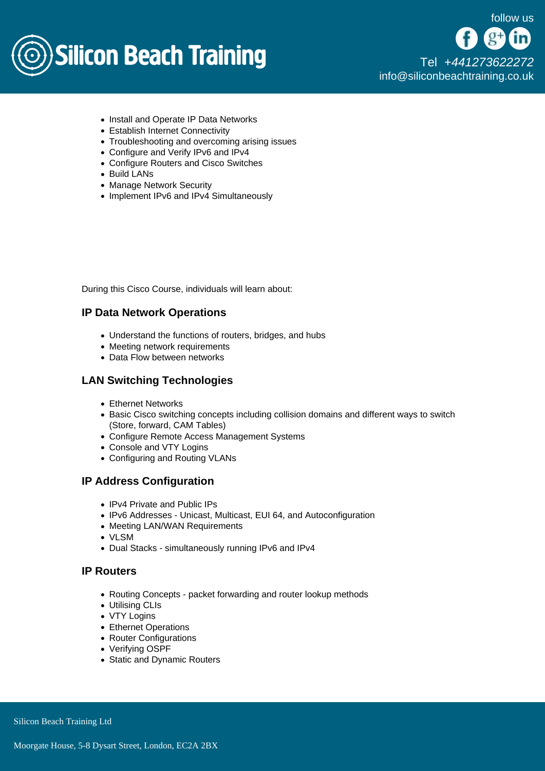- Install and Operate IP Data Networks
- Establish Internet Connectivity
- Troubleshooting and overcoming arising issues
- Configure and Verify IPv6 and IPv4
- Configure Routers and Cisco Switches
- Build LANs
- Manage Network Security
- Implement IPv6 and IPv4 Simultaneously

During this Cisco Course, individuals will learn about:

### IP Data Network Operations

- Understand the functions of routers, bridges, and hubs
- Meeting network requirements
- Data Flow between networks

### LAN Switching Technologies

- Ethernet Networks
- Basic Cisco switching concepts including collision domains and different ways to switch (Store, forward, CAM Tables)
- Configure Remote Access Management Systems
- Console and VTY Logins
- Configuring and Routing VLANs

### IP Address Configuration

- IPv4 Private and Public IPs
- IPv6 Addresses - Unicast, Multicast, EUI 64, and Autoconfiguration
- Meeting LAN/WAN Requirements
- VLSM
- Dual Stacks - simultaneously running IPv6 and IPv4

### IP Routers

- Routing Concepts - packet forwarding and router lookup methods
- Utilising CLIs
- VTY Logins
- Ethernet Operations
- Router Configurations
- Verifying OSPF
- Static and Dynamic Routers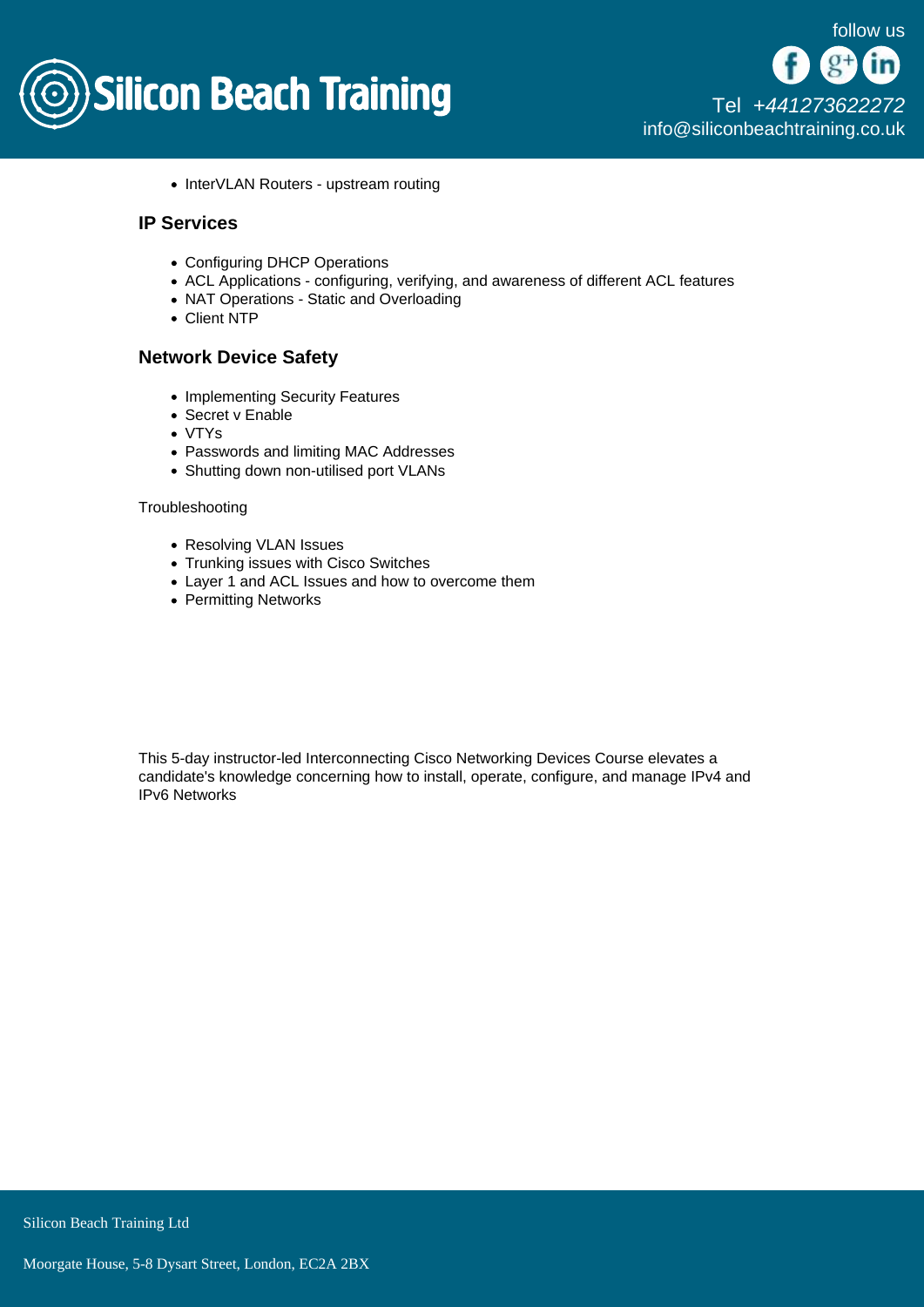- InterVLAN Routers - upstream routing

### IP Services

- Configuring DHCP Operations
- ACL Applications - configuring, verifying, and awareness of different ACL features
- NAT Operations - Static and Overloading
- Client NTP

### Network Device Safety

- Implementing Security Features
- Secret v Enable
- VTYs
- Passwords and limiting MAC Addresses
- Shutting down non-utilised port VLANs

Troubleshooting

- Resolving VLAN Issues
- Trunking issues with Cisco Switches
- Layer 1 and ACL Issues and how to overcome them
- Permitting Networks

This 5-day instructor-led Interconnecting Cisco Networking Devices Course elevates a candidate's knowledge concerning how to install, operate, configure, and manage IPv4 and IPv6 Networks